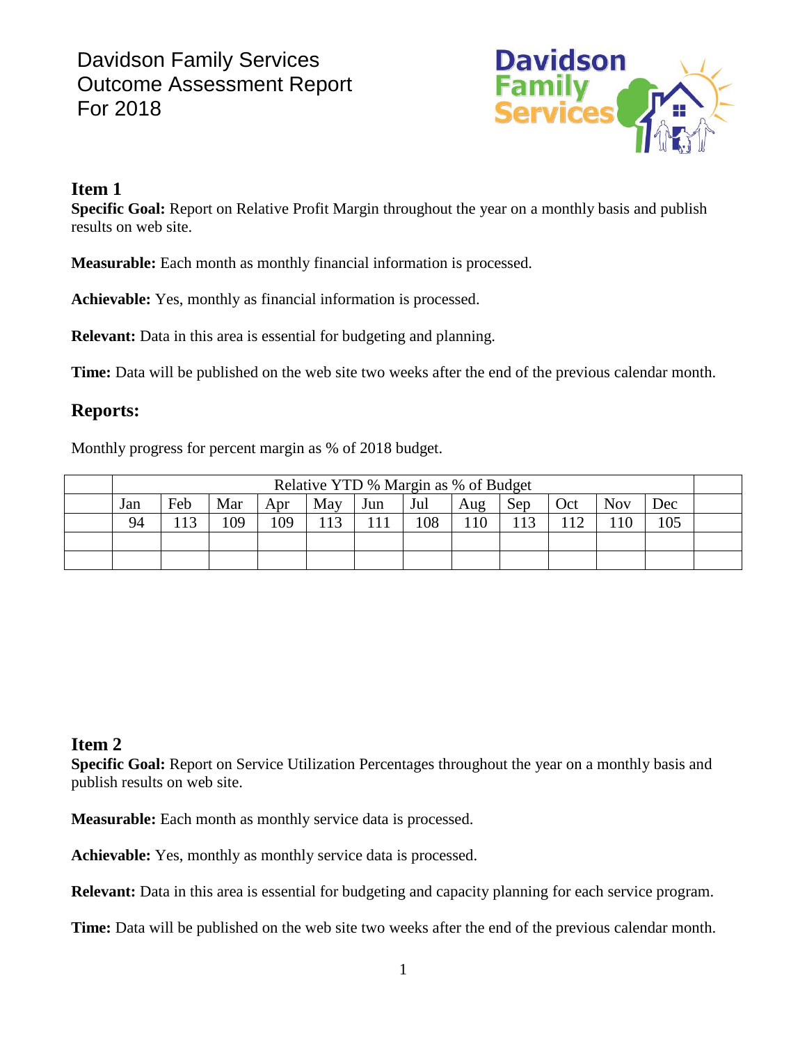# Davidson Family Services
# Outcome Assessment Report
# For 2018

## Item 1

**Specific Goal:** Report on Relative Profit Margin throughout the year on a monthly basis and publish results on web site.

**Measurable:** Each month as monthly financial information is processed.

**Achievable:** Yes, monthly as financial information is processed.

**Relevant:** Data in this area is essential for budgeting and planning.

**Time:** Data will be published on the web site two weeks after the end of the previous calendar month.

## Reports:

Monthly progress for percent margin as % of 2018 budget.

| | Relative YTD % Margin as % of Budget | | | | | | | | | | | | |
|---|---|---|---|---|---|---|---|---|---|---|---|---|---|
| | Jan | Feb | Mar | Apr | May | Jun | Jul | Aug | Sep | Oct | Nov | Dec | |
| | 94 | 113 | 109 | 109 | 113 | 111 | 108 | 110 | 113 | 112 | 110 | 105 | |
| | | | | | | | | | | | | | |
| | | | | | | | | | | | | | |

## Item 2

**Specific Goal:** Report on Service Utilization Percentages throughout the year on a monthly basis and publish results on web site.

**Measurable:** Each month as monthly service data is processed.

**Achievable:** Yes, monthly as monthly service data is processed.

**Relevant:** Data in this area is essential for budgeting and capacity planning for each service program.

**Time:** Data will be published on the web site two weeks after the end of the previous calendar month.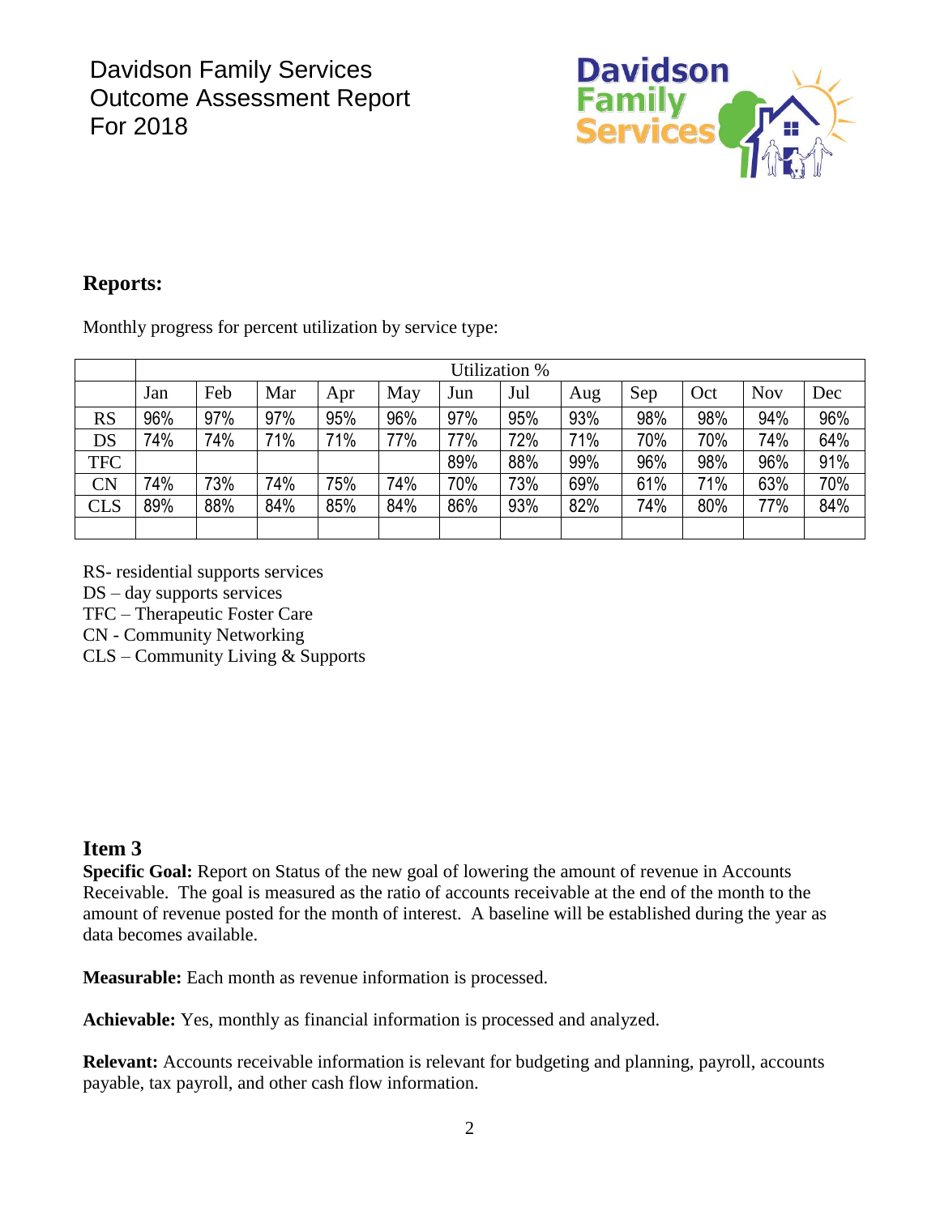Davidson Family Services
Outcome Assessment Report
For 2018

## Reports:

Monthly progress for percent utilization by service type:

| | Utilization % | | | | | | | | | | | |
|---|---|---|---|---|---|---|---|---|---|---|---|---|
| | Jan | Feb | Mar | Apr | May | Jun | Jul | Aug | Sep | Oct | Nov | Dec |
| RS | 96% | 97% | 97% | 95% | 96% | 97% | 95% | 93% | 98% | 98% | 94% | 96% |
| DS | 74% | 74% | 71% | 71% | 77% | 77% | 72% | 71% | 70% | 70% | 74% | 64% |
| TFC | | | | | | 89% | 88% | 99% | 96% | 98% | 96% | 91% |
| CN | 74% | 73% | 74% | 75% | 74% | 70% | 73% | 69% | 61% | 71% | 63% | 70% |
| CLS | 89% | 88% | 84% | 85% | 84% | 86% | 93% | 82% | 74% | 80% | 77% | 84% |
| | | | | | | | | | | | | |

RS- residential supports services
DS – day supports services
TFC – Therapeutic Foster Care
CN - Community Networking
CLS – Community Living & Supports

## Item 3

**Specific Goal:** Report on Status of the new goal of lowering the amount of revenue in Accounts Receivable. The goal is measured as the ratio of accounts receivable at the end of the month to the amount of revenue posted for the month of interest. A baseline will be established during the year as data becomes available.

**Measurable:** Each month as revenue information is processed.

**Achievable:** Yes, monthly as financial information is processed and analyzed.

**Relevant:** Accounts receivable information is relevant for budgeting and planning, payroll, accounts payable, tax payroll, and other cash flow information.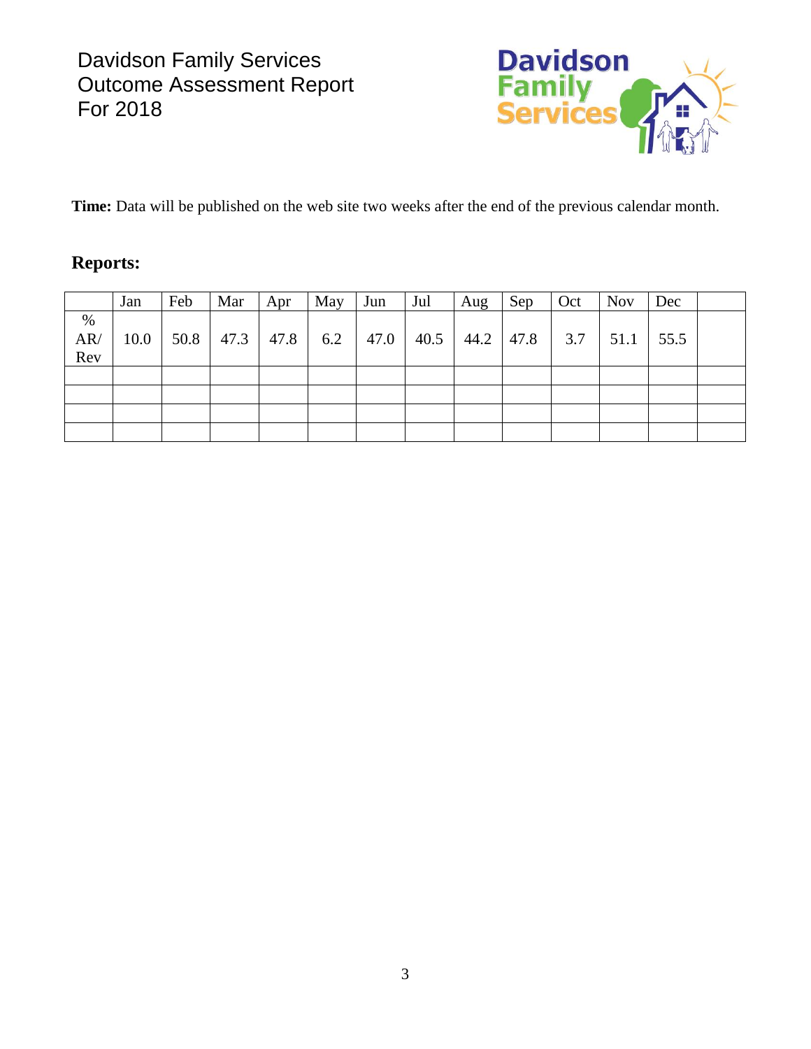Davidson Family Services
Outcome Assessment Report
For 2018

**Time:** Data will be published on the web site two weeks after the end of the previous calendar month.

## Reports:

| | Jan | Feb | Mar | Apr | May | Jun | Jul | Aug | Sep | Oct | Nov | Dec | |
|---|---|---|---|---|---|---|---|---|---|---|---|---|---|
| % AR/ Rev | 10.0 | 50.8 | 47.3 | 47.8 | 6.2 | 47.0 | 40.5 | 44.2 | 47.8 | 3.7 | 51.1 | 55.5 | |
| | | | | | | | | | | | | | |
| | | | | | | | | | | | | | |
| | | | | | | | | | | | | | |
| | | | | | | | | | | | | | |